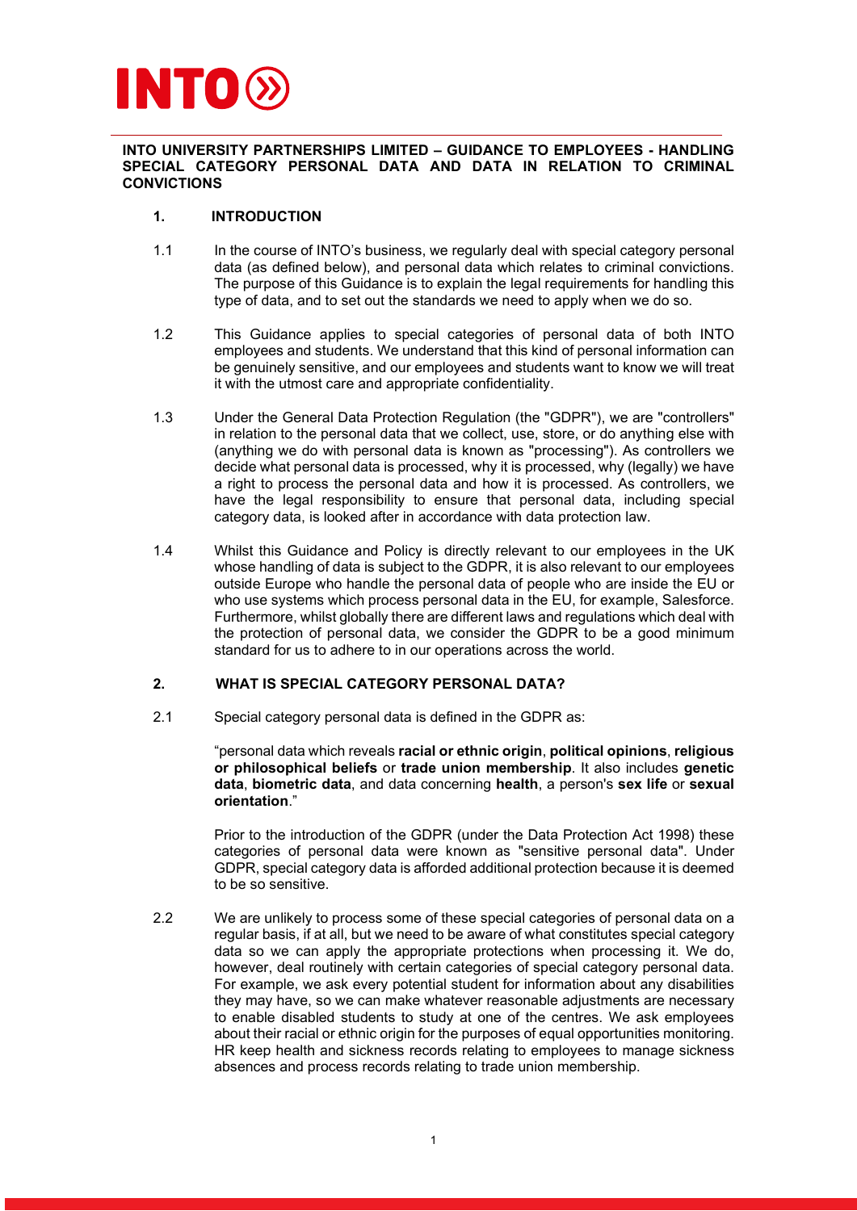# INTO UNIVERSITY PARTNERSHIPS LIMITED – GUIDANCE TO EMPLOYEES - HANDLING SPECIAL CATEGORY PERSONAL DATA AND DATA IN RELATION TO CRIMINAL CONVICTIONS

## 1. INTRODUCTION

1.1 In the course of INTO's business, we regularly deal with special category personal data (as defined below), and personal data which relates to criminal convictions. The purpose of this Guidance is to explain the legal requirements for handling this type of data, and to set out the standards we need to apply when we do so.

1.2 This Guidance applies to special categories of personal data of both INTO employees and students. We understand that this kind of personal information can be genuinely sensitive, and our employees and students want to know we will treat it with the utmost care and appropriate confidentiality.

1.3 Under the General Data Protection Regulation (the "GDPR"), we are "controllers" in relation to the personal data that we collect, use, store, or do anything else with (anything we do with personal data is known as "processing"). As controllers we decide what personal data is processed, why it is processed, why (legally) we have a right to process the personal data and how it is processed. As controllers, we have the legal responsibility to ensure that personal data, including special category data, is looked after in accordance with data protection law.

1.4 Whilst this Guidance and Policy is directly relevant to our employees in the UK whose handling of data is subject to the GDPR, it is also relevant to our employees outside Europe who handle the personal data of people who are inside the EU or who use systems which process personal data in the EU, for example, Salesforce. Furthermore, whilst globally there are different laws and regulations which deal with the protection of personal data, we consider the GDPR to be a good minimum standard for us to adhere to in our operations across the world.

## 2. WHAT IS SPECIAL CATEGORY PERSONAL DATA?

2.1 Special category personal data is defined in the GDPR as:

"personal data which reveals **racial or ethnic origin**, **political opinions**, **religious or philosophical beliefs** or **trade union membership**. It also includes **genetic data**, **biometric data**, and data concerning **health**, a person's **sex life** or **sexual orientation**."

Prior to the introduction of the GDPR (under the Data Protection Act 1998) these categories of personal data were known as "sensitive personal data". Under GDPR, special category data is afforded additional protection because it is deemed to be so sensitive.

2.2 We are unlikely to process some of these special categories of personal data on a regular basis, if at all, but we need to be aware of what constitutes special category data so we can apply the appropriate protections when processing it. We do, however, deal routinely with certain categories of special category personal data. For example, we ask every potential student for information about any disabilities they may have, so we can make whatever reasonable adjustments are necessary to enable disabled students to study at one of the centres. We ask employees about their racial or ethnic origin for the purposes of equal opportunities monitoring. HR keep health and sickness records relating to employees to manage sickness absences and process records relating to trade union membership.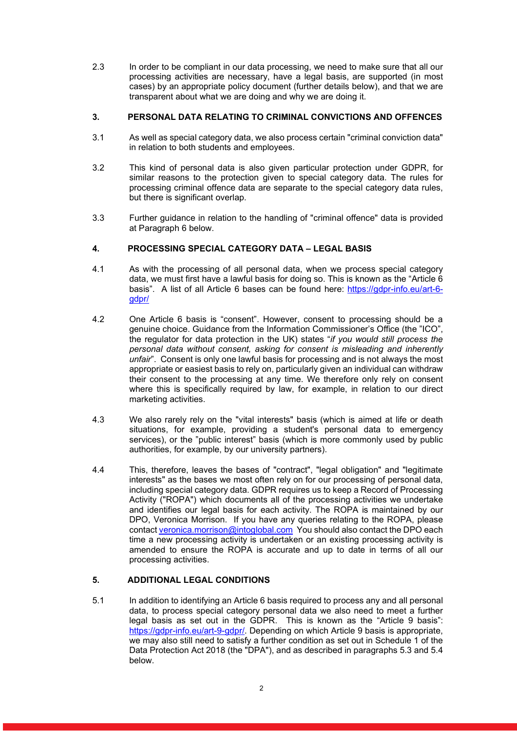2.3 In order to be compliant in our data processing, we need to make sure that all our processing activities are necessary, have a legal basis, are supported (in most cases) by an appropriate policy document (further details below), and that we are transparent about what we are doing and why we are doing it.

## 3. PERSONAL DATA RELATING TO CRIMINAL CONVICTIONS AND OFFENCES

3.1 As well as special category data, we also process certain "criminal conviction data" in relation to both students and employees.

3.2 This kind of personal data is also given particular protection under GDPR, for similar reasons to the protection given to special category data. The rules for processing criminal offence data are separate to the special category data rules, but there is significant overlap.

3.3 Further guidance in relation to the handling of "criminal offence" data is provided at Paragraph 6 below.

## 4. PROCESSING SPECIAL CATEGORY DATA – LEGAL BASIS

4.1 As with the processing of all personal data, when we process special category data, we must first have a lawful basis for doing so. This is known as the "Article 6 basis". A list of all Article 6 bases can be found here: [https://gdpr-info.eu/art-6-gdpr/](https://gdpr-info.eu/art-6-gdpr/)

4.2 One Article 6 basis is "consent". However, consent to processing should be a genuine choice. Guidance from the Information Commissioner's Office (the "ICO", the regulator for data protection in the UK) states "*if you would still process the personal data without consent, asking for consent is misleading and inherently unfair*". Consent is only one lawful basis for processing and is not always the most appropriate or easiest basis to rely on, particularly given an individual can withdraw their consent to the processing at any time. We therefore only rely on consent where this is specifically required by law, for example, in relation to our direct marketing activities.

4.3 We also rarely rely on the "vital interests" basis (which is aimed at life or death situations, for example, providing a student's personal data to emergency services), or the "public interest" basis (which is more commonly used by public authorities, for example, by our university partners).

4.4 This, therefore, leaves the bases of "contract", "legal obligation" and "legitimate interests" as the bases we most often rely on for our processing of personal data, including special category data. GDPR requires us to keep a Record of Processing Activity ("ROPA") which documents all of the processing activities we undertake and identifies our legal basis for each activity. The ROPA is maintained by our DPO, Veronica Morrison. If you have any queries relating to the ROPA, please contact [veronica.morrison@intoglobal.com](mailto:veronica.morrison@intoglobal.com) You should also contact the DPO each time a new processing activity is undertaken or an existing processing activity is amended to ensure the ROPA is accurate and up to date in terms of all our processing activities.

## 5. ADDITIONAL LEGAL CONDITIONS

5.1 In addition to identifying an Article 6 basis required to process any and all personal data, to process special category personal data we also need to meet a further legal basis as set out in the GDPR. This is known as the "Article 9 basis": [https://gdpr-info.eu/art-9-gdpr/](https://gdpr-info.eu/art-9-gdpr/). Depending on which Article 9 basis is appropriate, we may also still need to satisfy a further condition as set out in Schedule 1 of the Data Protection Act 2018 (the "DPA"), and as described in paragraphs 5.3 and 5.4 below.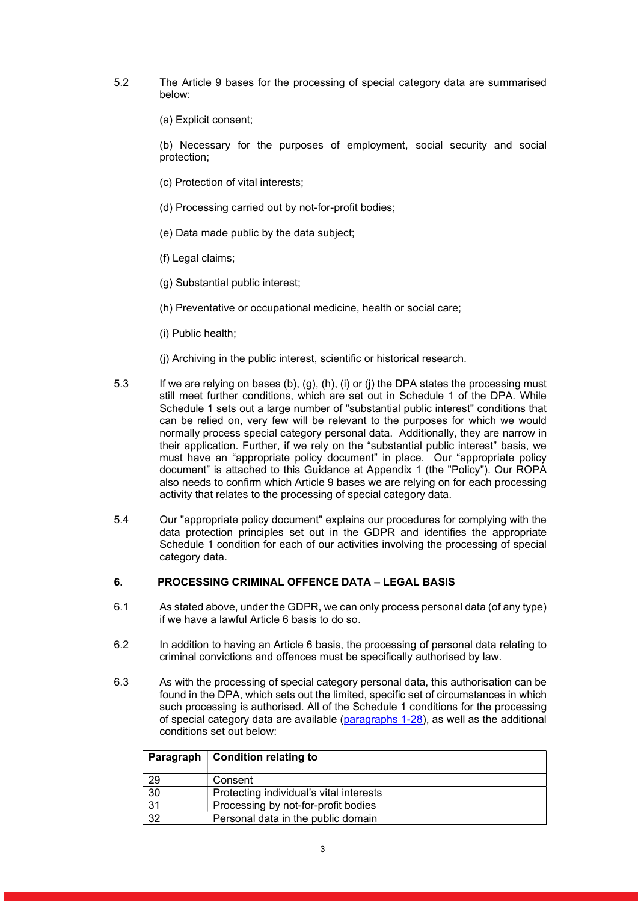5.2 The Article 9 bases for the processing of special category data are summarised below:

(a) Explicit consent;

(b) Necessary for the purposes of employment, social security and social protection;

(c) Protection of vital interests;

(d) Processing carried out by not-for-profit bodies;

(e) Data made public by the data subject;

(f) Legal claims;

(g) Substantial public interest;

(h) Preventative or occupational medicine, health or social care;

(i) Public health;

(j) Archiving in the public interest, scientific or historical research.

5.3 If we are relying on bases (b), (g), (h), (i) or (j) the DPA states the processing must still meet further conditions, which are set out in Schedule 1 of the DPA. While Schedule 1 sets out a large number of "substantial public interest" conditions that can be relied on, very few will be relevant to the purposes for which we would normally process special category personal data. Additionally, they are narrow in their application. Further, if we rely on the "substantial public interest" basis, we must have an "appropriate policy document" in place. Our "appropriate policy document" is attached to this Guidance at Appendix 1 (the "Policy"). Our ROPA also needs to confirm which Article 9 bases we are relying on for each processing activity that relates to the processing of special category data.

5.4 Our "appropriate policy document" explains our procedures for complying with the data protection principles set out in the GDPR and identifies the appropriate Schedule 1 condition for each of our activities involving the processing of special category data.

## 6. PROCESSING CRIMINAL OFFENCE DATA – LEGAL BASIS

6.1 As stated above, under the GDPR, we can only process personal data (of any type) if we have a lawful Article 6 basis to do so.

6.2 In addition to having an Article 6 basis, the processing of personal data relating to criminal convictions and offences must be specifically authorised by law.

6.3 As with the processing of special category personal data, this authorisation can be found in the DPA, which sets out the limited, specific set of circumstances in which such processing is authorised. All of the Schedule 1 conditions for the processing of special category data are available (paragraphs 1-28), as well as the additional conditions set out below:

| Paragraph | Condition relating to |
|---|---|
| 29 | Consent |
| 30 | Protecting individual's vital interests |
| 31 | Processing by not-for-profit bodies |
| 32 | Personal data in the public domain |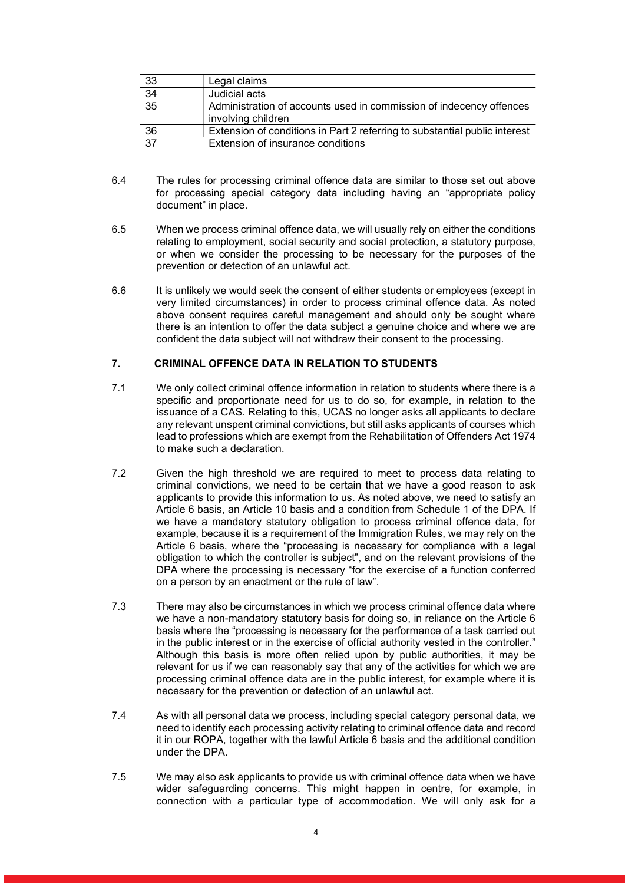| 33 | Legal claims |
|---|---|
| 34 | Judicial acts |
| 35 | Administration of accounts used in commission of indecency offences involving children |
| 36 | Extension of conditions in Part 2 referring to substantial public interest |
| 37 | Extension of insurance conditions |

6.4 The rules for processing criminal offence data are similar to those set out above for processing special category data including having an "appropriate policy document" in place.

6.5 When we process criminal offence data, we will usually rely on either the conditions relating to employment, social security and social protection, a statutory purpose, or when we consider the processing to be necessary for the purposes of the prevention or detection of an unlawful act.

6.6 It is unlikely we would seek the consent of either students or employees (except in very limited circumstances) in order to process criminal offence data. As noted above consent requires careful management and should only be sought where there is an intention to offer the data subject a genuine choice and where we are confident the data subject will not withdraw their consent to the processing.

## 7. CRIMINAL OFFENCE DATA IN RELATION TO STUDENTS

7.1 We only collect criminal offence information in relation to students where there is a specific and proportionate need for us to do so, for example, in relation to the issuance of a CAS. Relating to this, UCAS no longer asks all applicants to declare any relevant unspent criminal convictions, but still asks applicants of courses which lead to professions which are exempt from the Rehabilitation of Offenders Act 1974 to make such a declaration.

7.2 Given the high threshold we are required to meet to process data relating to criminal convictions, we need to be certain that we have a good reason to ask applicants to provide this information to us. As noted above, we need to satisfy an Article 6 basis, an Article 10 basis and a condition from Schedule 1 of the DPA. If we have a mandatory statutory obligation to process criminal offence data, for example, because it is a requirement of the Immigration Rules, we may rely on the Article 6 basis, where the "processing is necessary for compliance with a legal obligation to which the controller is subject", and on the relevant provisions of the DPA where the processing is necessary "for the exercise of a function conferred on a person by an enactment or the rule of law".

7.3 There may also be circumstances in which we process criminal offence data where we have a non-mandatory statutory basis for doing so, in reliance on the Article 6 basis where the "processing is necessary for the performance of a task carried out in the public interest or in the exercise of official authority vested in the controller." Although this basis is more often relied upon by public authorities, it may be relevant for us if we can reasonably say that any of the activities for which we are processing criminal offence data are in the public interest, for example where it is necessary for the prevention or detection of an unlawful act.

7.4 As with all personal data we process, including special category personal data, we need to identify each processing activity relating to criminal offence data and record it in our ROPA, together with the lawful Article 6 basis and the additional condition under the DPA.

7.5 We may also ask applicants to provide us with criminal offence data when we have wider safeguarding concerns. This might happen in centre, for example, in connection with a particular type of accommodation. We will only ask for a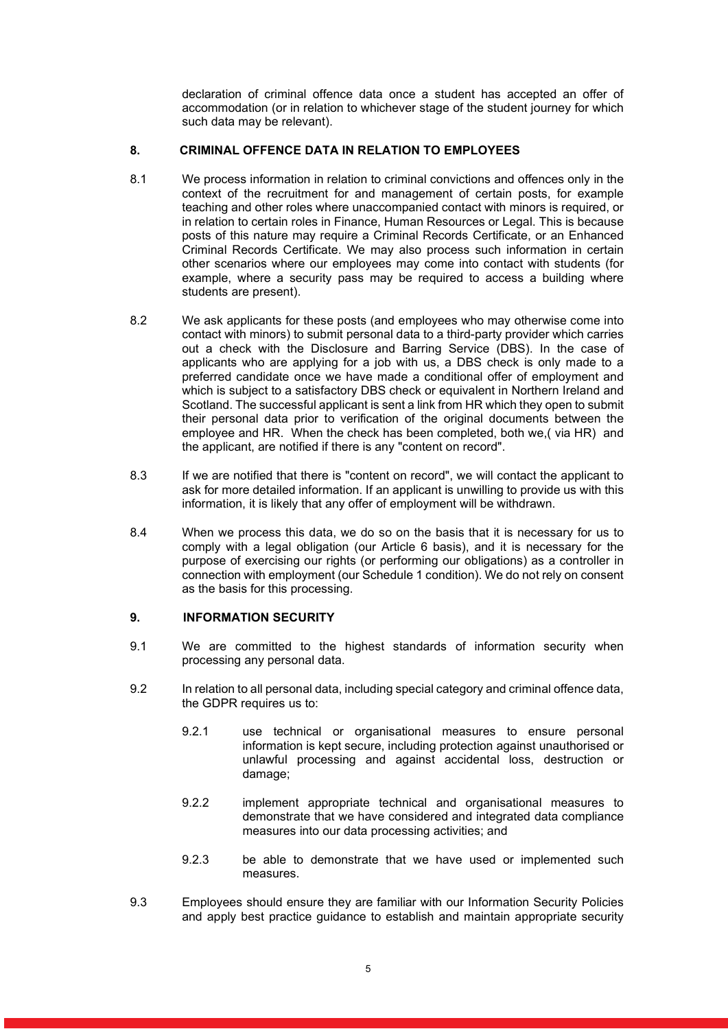declaration of criminal offence data once a student has accepted an offer of accommodation (or in relation to whichever stage of the student journey for which such data may be relevant).

## 8. CRIMINAL OFFENCE DATA IN RELATION TO EMPLOYEES

8.1 We process information in relation to criminal convictions and offences only in the context of the recruitment for and management of certain posts, for example teaching and other roles where unaccompanied contact with minors is required, or in relation to certain roles in Finance, Human Resources or Legal. This is because posts of this nature may require a Criminal Records Certificate, or an Enhanced Criminal Records Certificate. We may also process such information in certain other scenarios where our employees may come into contact with students (for example, where a security pass may be required to access a building where students are present).

8.2 We ask applicants for these posts (and employees who may otherwise come into contact with minors) to submit personal data to a third-party provider which carries out a check with the Disclosure and Barring Service (DBS). In the case of applicants who are applying for a job with us, a DBS check is only made to a preferred candidate once we have made a conditional offer of employment and which is subject to a satisfactory DBS check or equivalent in Northern Ireland and Scotland. The successful applicant is sent a link from HR which they open to submit their personal data prior to verification of the original documents between the employee and HR. When the check has been completed, both we,( via HR) and the applicant, are notified if there is any "content on record".

8.3 If we are notified that there is "content on record", we will contact the applicant to ask for more detailed information. If an applicant is unwilling to provide us with this information, it is likely that any offer of employment will be withdrawn.

8.4 When we process this data, we do so on the basis that it is necessary for us to comply with a legal obligation (our Article 6 basis), and it is necessary for the purpose of exercising our rights (or performing our obligations) as a controller in connection with employment (our Schedule 1 condition). We do not rely on consent as the basis for this processing.

## 9. INFORMATION SECURITY

9.1 We are committed to the highest standards of information security when processing any personal data.

9.2 In relation to all personal data, including special category and criminal offence data, the GDPR requires us to:

9.2.1 use technical or organisational measures to ensure personal information is kept secure, including protection against unauthorised or unlawful processing and against accidental loss, destruction or damage;

9.2.2 implement appropriate technical and organisational measures to demonstrate that we have considered and integrated data compliance measures into our data processing activities; and

9.2.3 be able to demonstrate that we have used or implemented such measures.

9.3 Employees should ensure they are familiar with our Information Security Policies and apply best practice guidance to establish and maintain appropriate security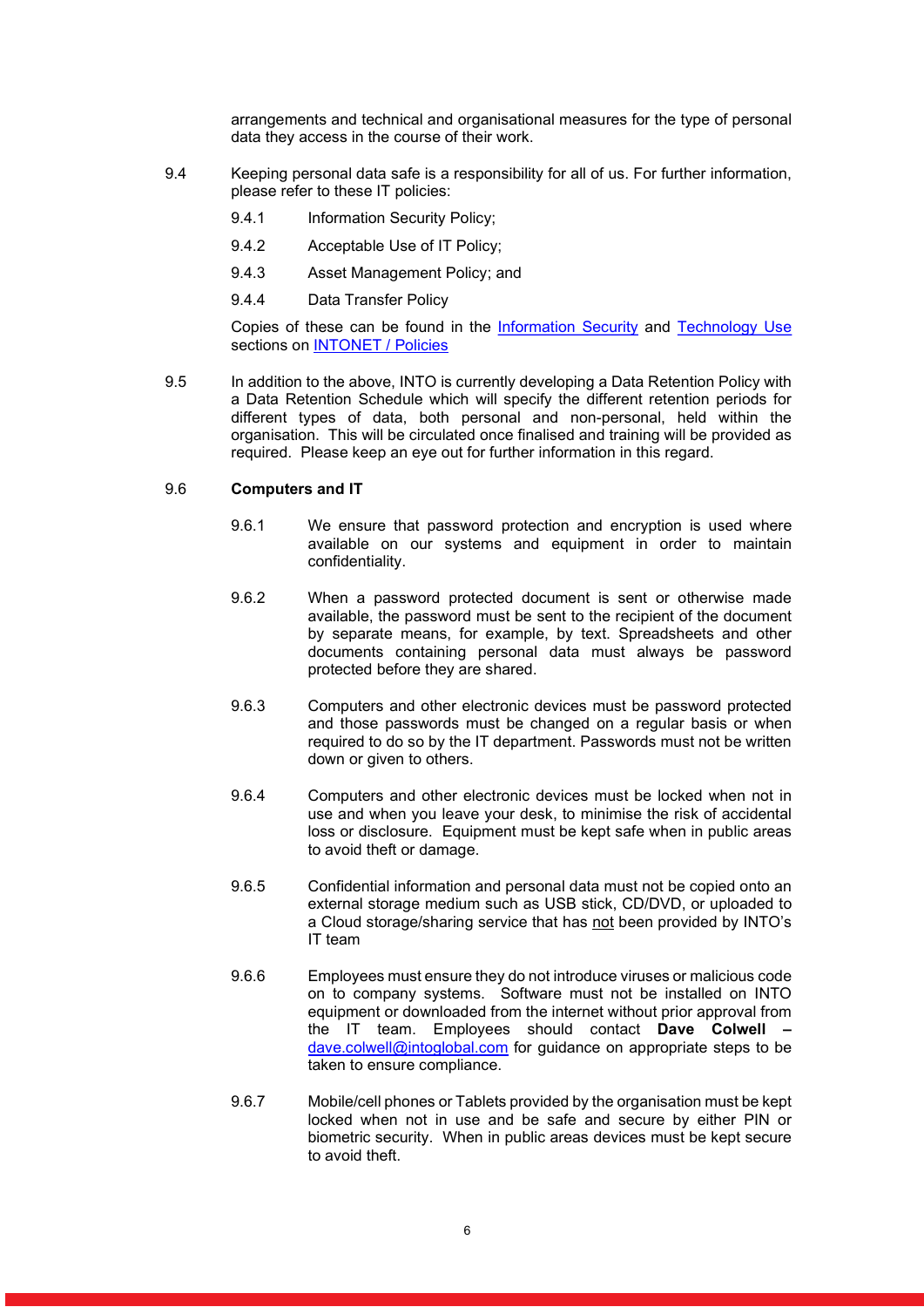arrangements and technical and organisational measures for the type of personal data they access in the course of their work.

9.4 Keeping personal data safe is a responsibility for all of us. For further information, please refer to these IT policies:

- 9.4.1 Information Security Policy;
- 9.4.2 Acceptable Use of IT Policy;
- 9.4.3 Asset Management Policy; and
- 9.4.4 Data Transfer Policy

Copies of these can be found in the Information Security and Technology Use sections on INTONET / Policies

9.5 In addition to the above, INTO is currently developing a Data Retention Policy with a Data Retention Schedule which will specify the different retention periods for different types of data, both personal and non-personal, held within the organisation. This will be circulated once finalised and training will be provided as required. Please keep an eye out for further information in this regard.

9.6 **Computers and IT**

9.6.1 We ensure that password protection and encryption is used where available on our systems and equipment in order to maintain confidentiality.

9.6.2 When a password protected document is sent or otherwise made available, the password must be sent to the recipient of the document by separate means, for example, by text. Spreadsheets and other documents containing personal data must always be password protected before they are shared.

9.6.3 Computers and other electronic devices must be password protected and those passwords must be changed on a regular basis or when required to do so by the IT department. Passwords must not be written down or given to others.

9.6.4 Computers and other electronic devices must be locked when not in use and when you leave your desk, to minimise the risk of accidental loss or disclosure. Equipment must be kept safe when in public areas to avoid theft or damage.

9.6.5 Confidential information and personal data must not be copied onto an external storage medium such as USB stick, CD/DVD, or uploaded to a Cloud storage/sharing service that has not been provided by INTO's IT team

9.6.6 Employees must ensure they do not introduce viruses or malicious code on to company systems. Software must not be installed on INTO equipment or downloaded from the internet without prior approval from the IT team. Employees should contact **Dave Colwell –** dave.colwell@intoglobal.com for guidance on appropriate steps to be taken to ensure compliance.

9.6.7 Mobile/cell phones or Tablets provided by the organisation must be kept locked when not in use and be safe and secure by either PIN or biometric security. When in public areas devices must be kept secure to avoid theft.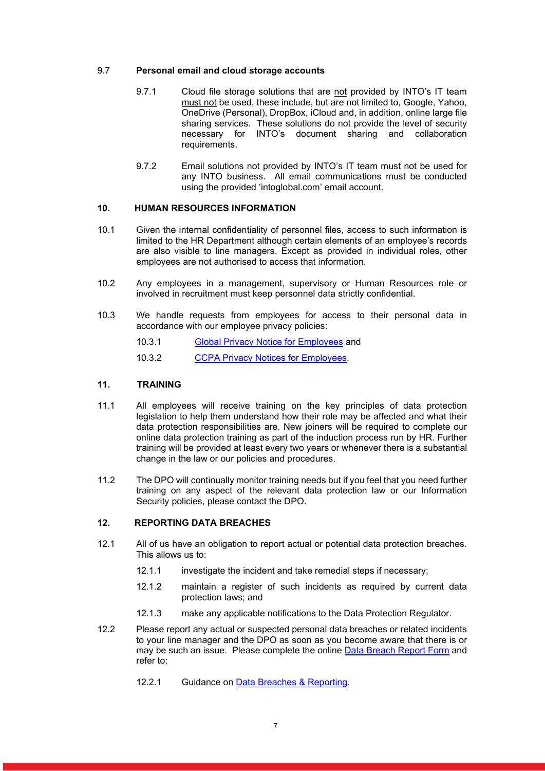### 9.7 Personal email and cloud storage accounts

9.7.1 Cloud file storage solutions that are <u>not</u> provided by INTO's IT team <u>must not</u> be used, these include, but are not limited to, Google, Yahoo, OneDrive (Personal), DropBox, iCloud and, in addition, online large file sharing services. These solutions do not provide the level of security necessary for INTO's document sharing and collaboration requirements.

9.7.2 Email solutions not provided by INTO's IT team must not be used for any INTO business. All email communications must be conducted using the provided 'intoglobal.com' email account.

## 10. HUMAN RESOURCES INFORMATION

10.1 Given the internal confidentiality of personnel files, access to such information is limited to the HR Department although certain elements of an employee's records are also visible to line managers. Except as provided in individual roles, other employees are not authorised to access that information.

10.2 Any employees in a management, supervisory or Human Resources role or involved in recruitment must keep personnel data strictly confidential.

10.3 We handle requests from employees for access to their personal data in accordance with our employee privacy policies:

10.3.1 Global Privacy Notice for Employees and

10.3.2 CCPA Privacy Notices for Employees.

## 11. TRAINING

11.1 All employees will receive training on the key principles of data protection legislation to help them understand how their role may be affected and what their data protection responsibilities are. New joiners will be required to complete our online data protection training as part of the induction process run by HR. Further training will be provided at least every two years or whenever there is a substantial change in the law or our policies and procedures.

11.2 The DPO will continually monitor training needs but if you feel that you need further training on any aspect of the relevant data protection law or our Information Security policies, please contact the DPO.

## 12. REPORTING DATA BREACHES

12.1 All of us have an obligation to report actual or potential data protection breaches. This allows us to:

12.1.1 investigate the incident and take remedial steps if necessary;

12.1.2 maintain a register of such incidents as required by current data protection laws; and

12.1.3 make any applicable notifications to the Data Protection Regulator.

12.2 Please report any actual or suspected personal data breaches or related incidents to your line manager and the DPO as soon as you become aware that there is or may be such an issue. Please complete the online Data Breach Report Form and refer to:

12.2.1 Guidance on Data Breaches & Reporting.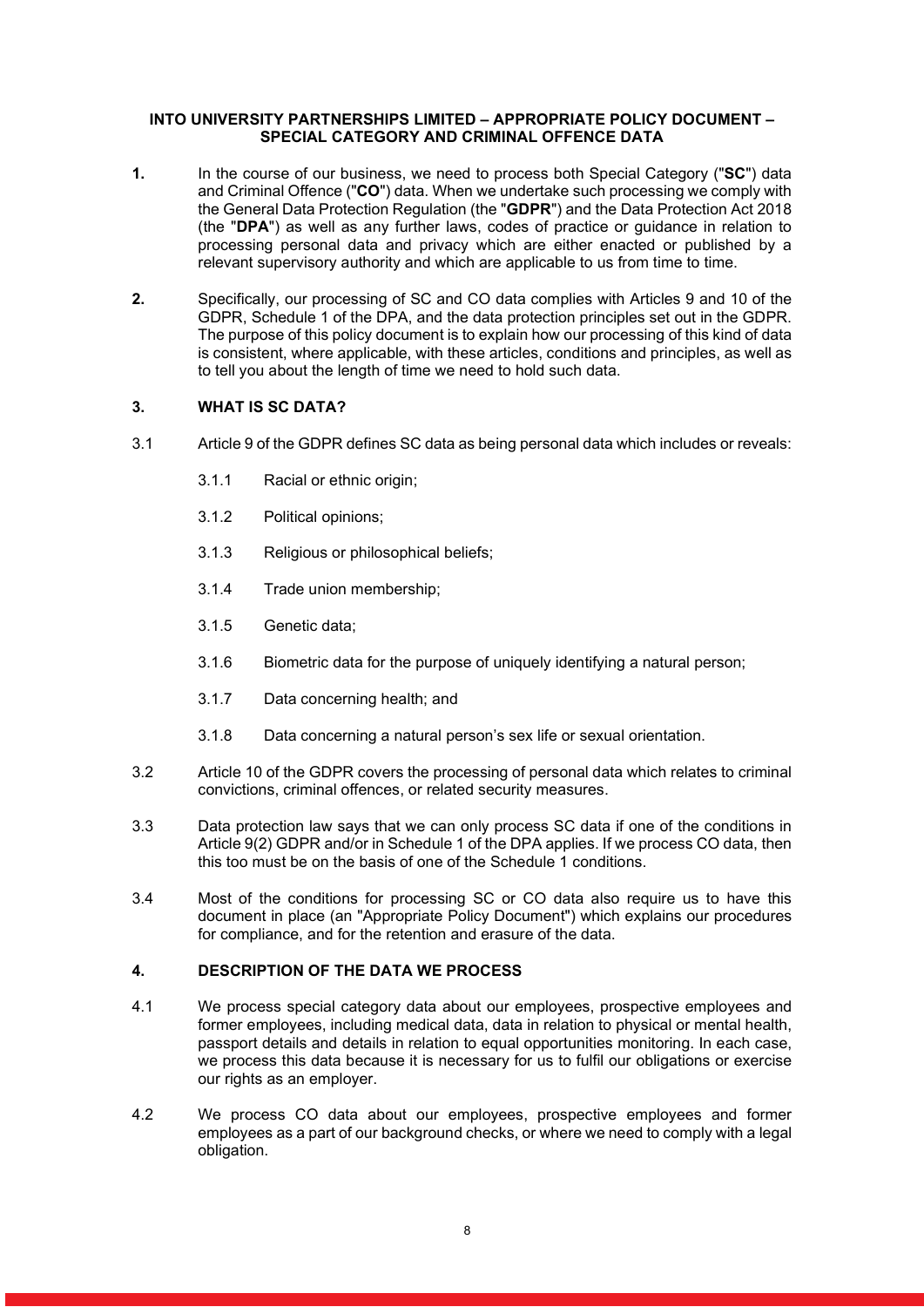**INTO UNIVERSITY PARTNERSHIPS LIMITED – APPROPRIATE POLICY DOCUMENT – SPECIAL CATEGORY AND CRIMINAL OFFENCE DATA**

**1.** In the course of our business, we need to process both Special Category ("**SC**") data and Criminal Offence ("**CO**") data. When we undertake such processing we comply with the General Data Protection Regulation (the "**GDPR**") and the Data Protection Act 2018 (the "**DPA**") as well as any further laws, codes of practice or guidance in relation to processing personal data and privacy which are either enacted or published by a relevant supervisory authority and which are applicable to us from time to time.

**2.** Specifically, our processing of SC and CO data complies with Articles 9 and 10 of the GDPR, Schedule 1 of the DPA, and the data protection principles set out in the GDPR. The purpose of this policy document is to explain how our processing of this kind of data is consistent, where applicable, with these articles, conditions and principles, as well as to tell you about the length of time we need to hold such data.

## 3. WHAT IS SC DATA?

3.1 Article 9 of the GDPR defines SC data as being personal data which includes or reveals:

- 3.1.1 Racial or ethnic origin;
- 3.1.2 Political opinions;
- 3.1.3 Religious or philosophical beliefs;
- 3.1.4 Trade union membership;
- 3.1.5 Genetic data;
- 3.1.6 Biometric data for the purpose of uniquely identifying a natural person;
- 3.1.7 Data concerning health; and
- 3.1.8 Data concerning a natural person's sex life or sexual orientation.

3.2 Article 10 of the GDPR covers the processing of personal data which relates to criminal convictions, criminal offences, or related security measures.

3.3 Data protection law says that we can only process SC data if one of the conditions in Article 9(2) GDPR and/or in Schedule 1 of the DPA applies. If we process CO data, then this too must be on the basis of one of the Schedule 1 conditions.

3.4 Most of the conditions for processing SC or CO data also require us to have this document in place (an "Appropriate Policy Document") which explains our procedures for compliance, and for the retention and erasure of the data.

## 4. DESCRIPTION OF THE DATA WE PROCESS

4.1 We process special category data about our employees, prospective employees and former employees, including medical data, data in relation to physical or mental health, passport details and details in relation to equal opportunities monitoring. In each case, we process this data because it is necessary for us to fulfil our obligations or exercise our rights as an employer.

4.2 We process CO data about our employees, prospective employees and former employees as a part of our background checks, or where we need to comply with a legal obligation.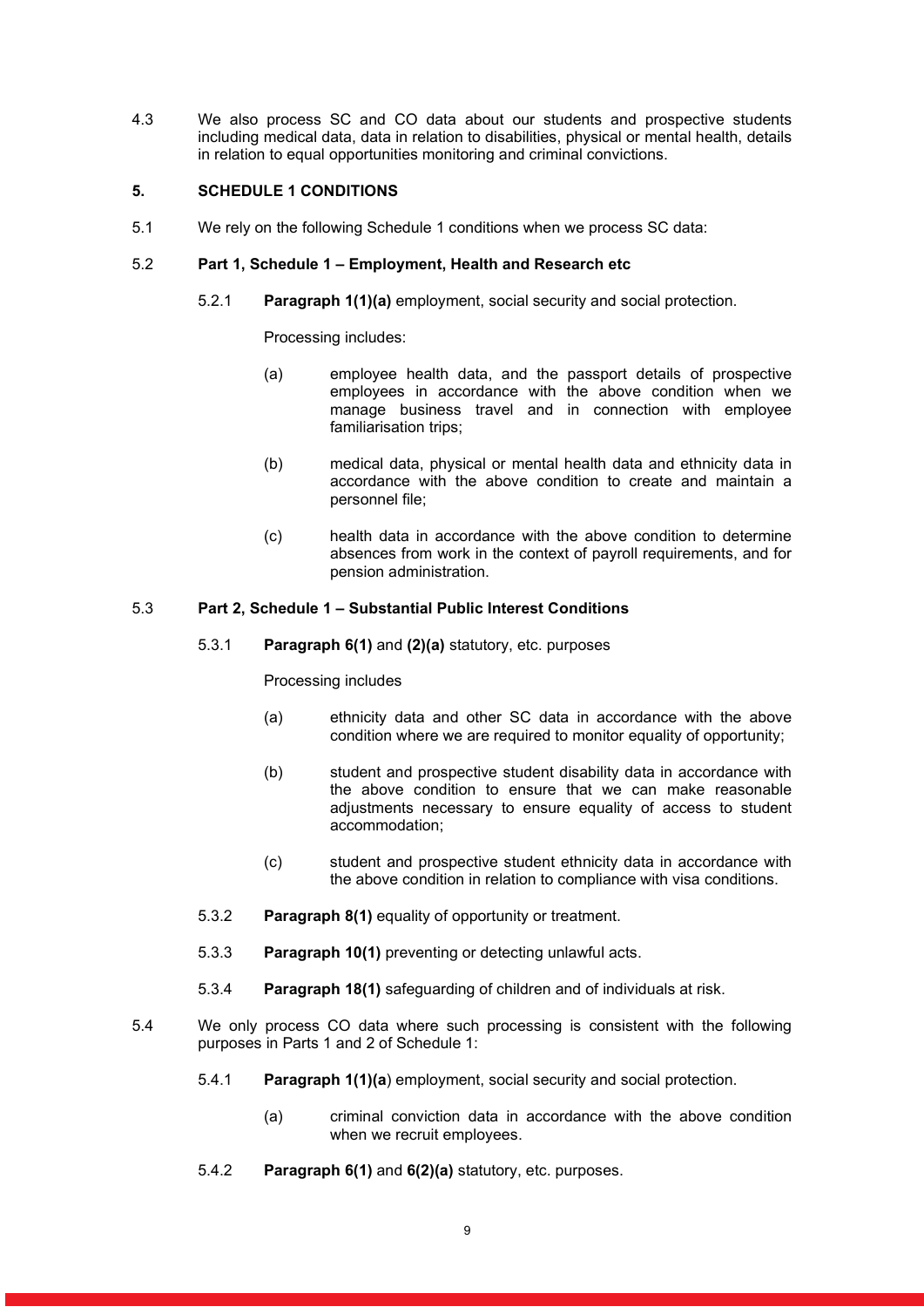4.3 We also process SC and CO data about our students and prospective students including medical data, data in relation to disabilities, physical or mental health, details in relation to equal opportunities monitoring and criminal convictions.

## 5. SCHEDULE 1 CONDITIONS

5.1 We rely on the following Schedule 1 conditions when we process SC data:

5.2 **Part 1, Schedule 1 – Employment, Health and Research etc**

5.2.1 **Paragraph 1(1)(a)** employment, social security and social protection.

Processing includes:

(a) employee health data, and the passport details of prospective employees in accordance with the above condition when we manage business travel and in connection with employee familiarisation trips;

(b) medical data, physical or mental health data and ethnicity data in accordance with the above condition to create and maintain a personnel file;

(c) health data in accordance with the above condition to determine absences from work in the context of payroll requirements, and for pension administration.

5.3 **Part 2, Schedule 1 – Substantial Public Interest Conditions**

5.3.1 **Paragraph 6(1)** and **(2)(a)** statutory, etc. purposes

Processing includes

(a) ethnicity data and other SC data in accordance with the above condition where we are required to monitor equality of opportunity;

(b) student and prospective student disability data in accordance with the above condition to ensure that we can make reasonable adjustments necessary to ensure equality of access to student accommodation;

(c) student and prospective student ethnicity data in accordance with the above condition in relation to compliance with visa conditions.

5.3.2 **Paragraph 8(1)** equality of opportunity or treatment.

5.3.3 **Paragraph 10(1)** preventing or detecting unlawful acts.

5.3.4 **Paragraph 18(1)** safeguarding of children and of individuals at risk.

5.4 We only process CO data where such processing is consistent with the following purposes in Parts 1 and 2 of Schedule 1:

5.4.1 **Paragraph 1(1)(a**) employment, social security and social protection.

(a) criminal conviction data in accordance with the above condition when we recruit employees.

5.4.2 **Paragraph 6(1)** and **6(2)(a)** statutory, etc. purposes.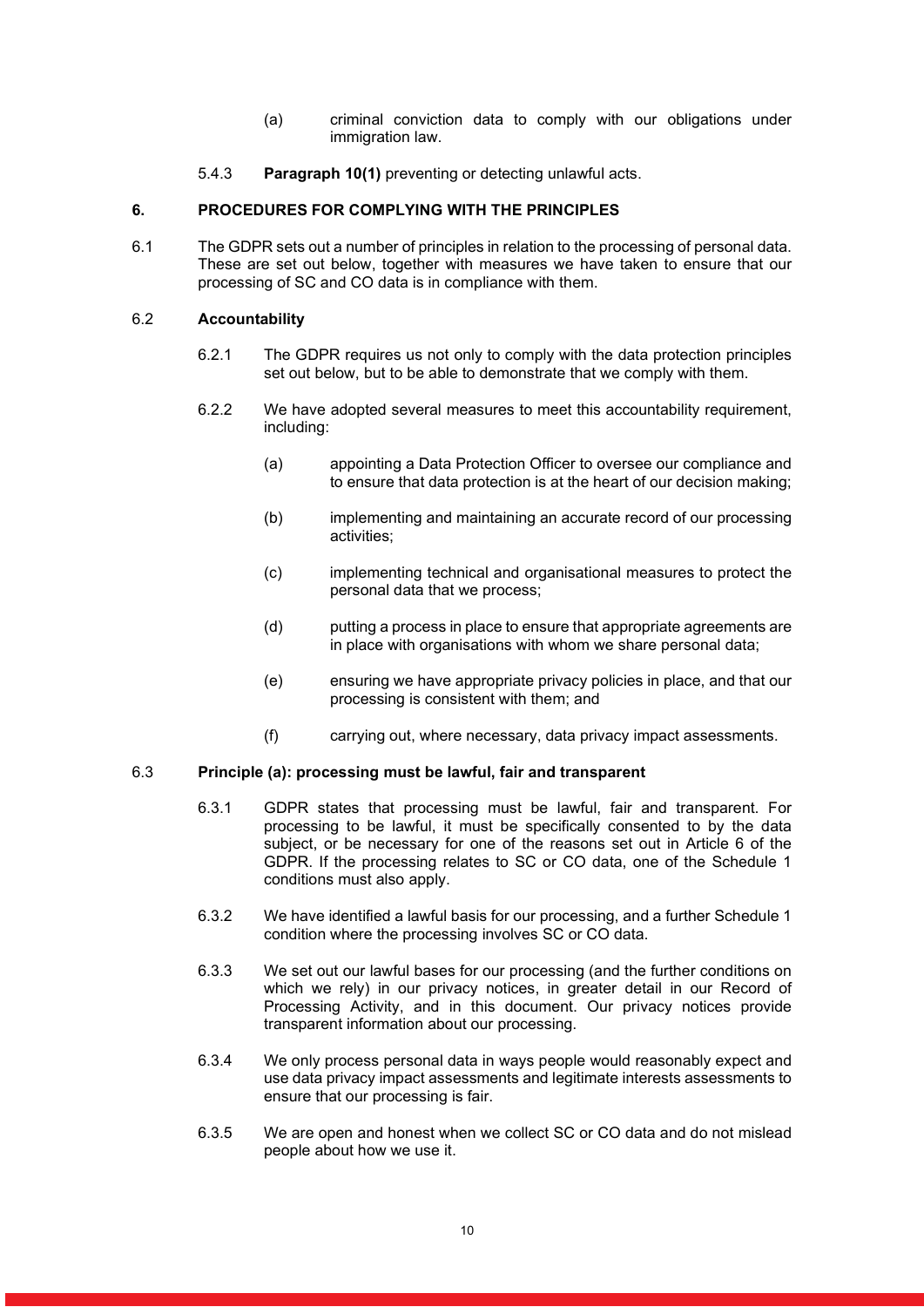(a) criminal conviction data to comply with our obligations under immigration law.

5.4.3 **Paragraph 10(1)** preventing or detecting unlawful acts.

## 6. PROCEDURES FOR COMPLYING WITH THE PRINCIPLES

6.1 The GDPR sets out a number of principles in relation to the processing of personal data. These are set out below, together with measures we have taken to ensure that our processing of SC and CO data is in compliance with them.

### 6.2 Accountability

6.2.1 The GDPR requires us not only to comply with the data protection principles set out below, but to be able to demonstrate that we comply with them.

6.2.2 We have adopted several measures to meet this accountability requirement, including:

(a) appointing a Data Protection Officer to oversee our compliance and to ensure that data protection is at the heart of our decision making;

(b) implementing and maintaining an accurate record of our processing activities;

(c) implementing technical and organisational measures to protect the personal data that we process;

(d) putting a process in place to ensure that appropriate agreements are in place with organisations with whom we share personal data;

(e) ensuring we have appropriate privacy policies in place, and that our processing is consistent with them; and

(f) carrying out, where necessary, data privacy impact assessments.

### 6.3 Principle (a): processing must be lawful, fair and transparent

6.3.1 GDPR states that processing must be lawful, fair and transparent. For processing to be lawful, it must be specifically consented to by the data subject, or be necessary for one of the reasons set out in Article 6 of the GDPR. If the processing relates to SC or CO data, one of the Schedule 1 conditions must also apply.

6.3.2 We have identified a lawful basis for our processing, and a further Schedule 1 condition where the processing involves SC or CO data.

6.3.3 We set out our lawful bases for our processing (and the further conditions on which we rely) in our privacy notices, in greater detail in our Record of Processing Activity, and in this document. Our privacy notices provide transparent information about our processing.

6.3.4 We only process personal data in ways people would reasonably expect and use data privacy impact assessments and legitimate interests assessments to ensure that our processing is fair.

6.3.5 We are open and honest when we collect SC or CO data and do not mislead people about how we use it.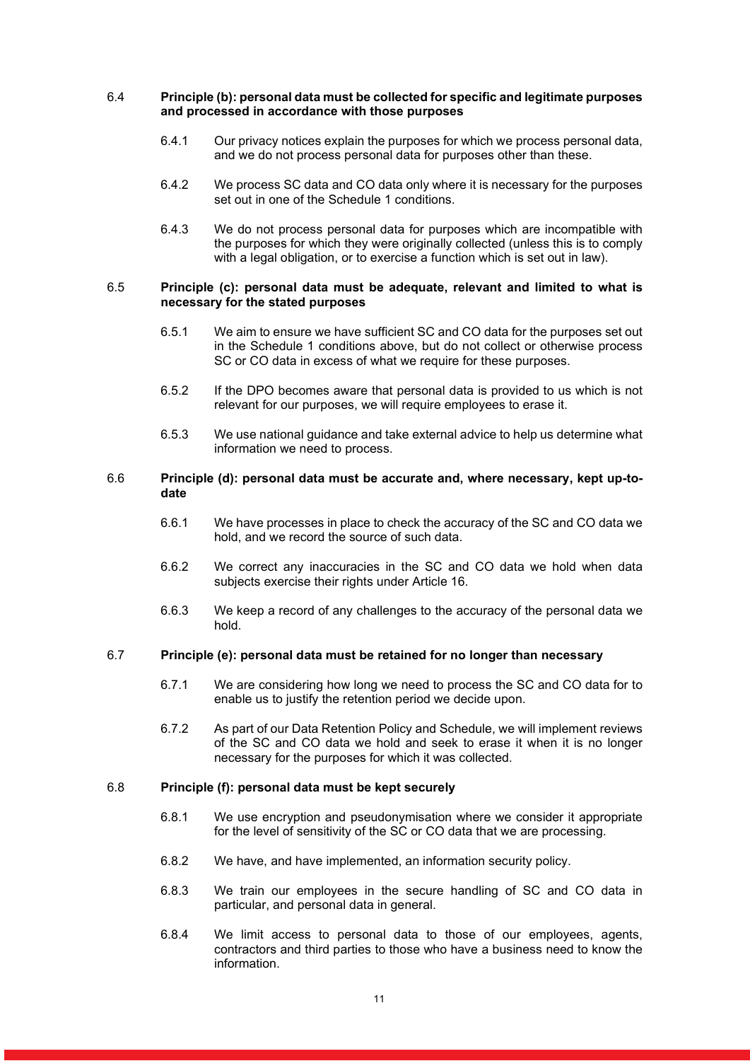### 6.4 Principle (b): personal data must be collected for specific and legitimate purposes and processed in accordance with those purposes

6.4.1 Our privacy notices explain the purposes for which we process personal data, and we do not process personal data for purposes other than these.

6.4.2 We process SC data and CO data only where it is necessary for the purposes set out in one of the Schedule 1 conditions.

6.4.3 We do not process personal data for purposes which are incompatible with the purposes for which they were originally collected (unless this is to comply with a legal obligation, or to exercise a function which is set out in law).

### 6.5 Principle (c): personal data must be adequate, relevant and limited to what is necessary for the stated purposes

6.5.1 We aim to ensure we have sufficient SC and CO data for the purposes set out in the Schedule 1 conditions above, but do not collect or otherwise process SC or CO data in excess of what we require for these purposes.

6.5.2 If the DPO becomes aware that personal data is provided to us which is not relevant for our purposes, we will require employees to erase it.

6.5.3 We use national guidance and take external advice to help us determine what information we need to process.

### 6.6 Principle (d): personal data must be accurate and, where necessary, kept up-to-date

6.6.1 We have processes in place to check the accuracy of the SC and CO data we hold, and we record the source of such data.

6.6.2 We correct any inaccuracies in the SC and CO data we hold when data subjects exercise their rights under Article 16.

6.6.3 We keep a record of any challenges to the accuracy of the personal data we hold.

### 6.7 Principle (e): personal data must be retained for no longer than necessary

6.7.1 We are considering how long we need to process the SC and CO data for to enable us to justify the retention period we decide upon.

6.7.2 As part of our Data Retention Policy and Schedule, we will implement reviews of the SC and CO data we hold and seek to erase it when it is no longer necessary for the purposes for which it was collected.

### 6.8 Principle (f): personal data must be kept securely

6.8.1 We use encryption and pseudonymisation where we consider it appropriate for the level of sensitivity of the SC or CO data that we are processing.

6.8.2 We have, and have implemented, an information security policy.

6.8.3 We train our employees in the secure handling of SC and CO data in particular, and personal data in general.

6.8.4 We limit access to personal data to those of our employees, agents, contractors and third parties to those who have a business need to know the information.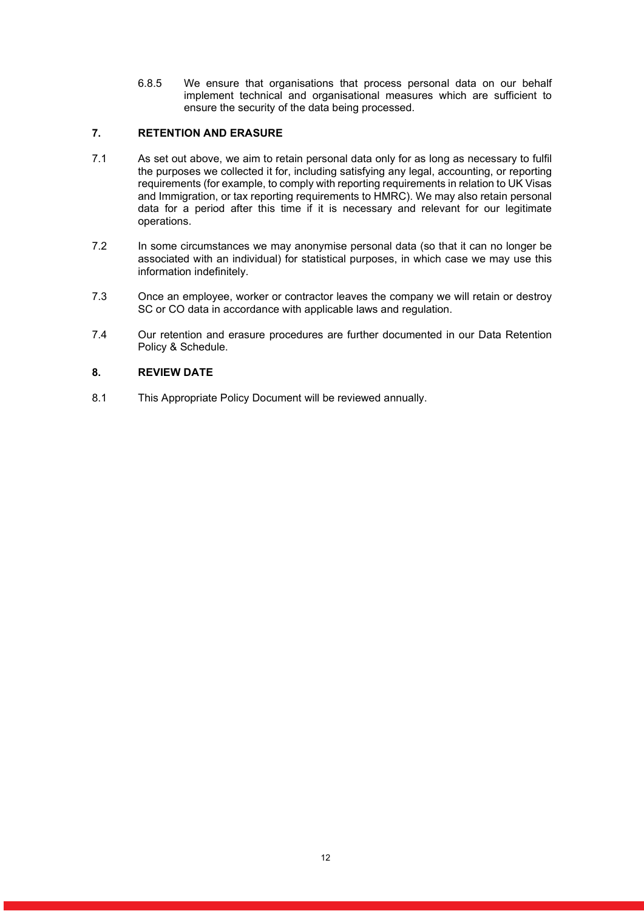6.8.5 We ensure that organisations that process personal data on our behalf implement technical and organisational measures which are sufficient to ensure the security of the data being processed.

## 7. RETENTION AND ERASURE

7.1 As set out above, we aim to retain personal data only for as long as necessary to fulfil the purposes we collected it for, including satisfying any legal, accounting, or reporting requirements (for example, to comply with reporting requirements in relation to UK Visas and Immigration, or tax reporting requirements to HMRC). We may also retain personal data for a period after this time if it is necessary and relevant for our legitimate operations.

7.2 In some circumstances we may anonymise personal data (so that it can no longer be associated with an individual) for statistical purposes, in which case we may use this information indefinitely.

7.3 Once an employee, worker or contractor leaves the company we will retain or destroy SC or CO data in accordance with applicable laws and regulation.

7.4 Our retention and erasure procedures are further documented in our Data Retention Policy & Schedule.

## 8. REVIEW DATE

8.1 This Appropriate Policy Document will be reviewed annually.